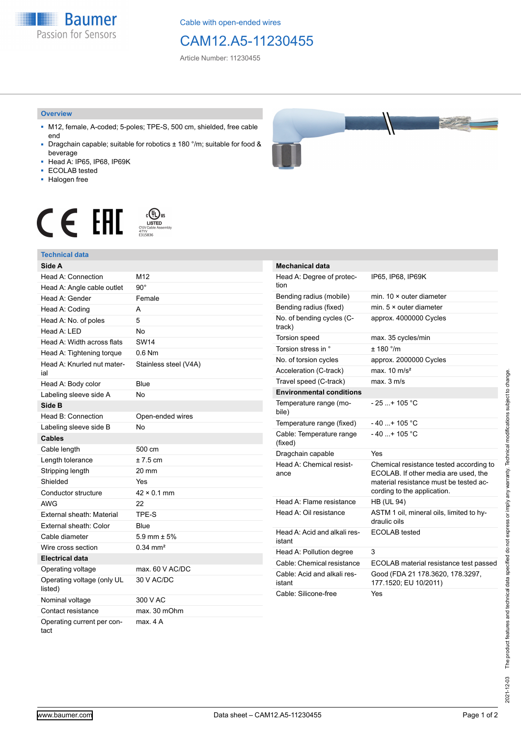Cable with open-ended wires

# CAM12.A5-11230455

Article Number: 11230455

## Overview

- M12, female, A-coded; 5-poles; TPE-S, 500 cm, shielded, free cable end
- Dragchain capable; suitable for robotics ± 180 °/m; suitable for food & beverage
- Head A: IP65, IP68, IP69K
- ECOLAB tested
- Halogen free

## Technical data

| Side A | |
|---|---|
| Head A: Connection | M12 |
| Head A: Angle cable outlet | 90° |
| Head A: Gender | Female |
| Head A: Coding | A |
| Head A: No. of poles | 5 |
| Head A: LED | No |
| Head A: Width across flats | SW14 |
| Head A: Tightening torque | 0.6 Nm |
| Head A: Knurled nut material | Stainless steel (V4A) |
| Head A: Body color | Blue |
| Labeling sleeve side A | No |
| **Side B** | |
| Head B: Connection | Open-ended wires |
| Labeling sleeve side B | No |
| **Cables** | |
| Cable length | 500 cm |
| Length tolerance | ± 7.5 cm |
| Stripping length | 20 mm |
| Shielded | Yes |
| Conductor structure | 42 × 0.1 mm |
| AWG | 22 |
| External sheath: Material | TPE-S |
| External sheath: Color | Blue |
| Cable diameter | 5.9 mm ± 5% |
| Wire cross section | 0.34 mm² |
| **Electrical data** | |
| Operating voltage | max. 60 V AC/DC |
| Operating voltage (only UL listed) | 30 V AC/DC |
| Nominal voltage | 300 V AC |
| Contact resistance | max. 30 mOhm |
| Operating current per contact | max. 4 A |

| Mechanical data | |
|---|---|
| Head A: Degree of protection | IP65, IP68, IP69K |
| Bending radius (mobile) | min. 10 × outer diameter |
| Bending radius (fixed) | min. 5 × outer diameter |
| No. of bending cycles (C-track) | approx. 4000000 Cycles |
| Torsion speed | max. 35 cycles/min |
| Torsion stress in ° | ± 180 °/m |
| No. of torsion cycles | approx. 2000000 Cycles |
| Acceleration (C-track) | max. 10 m/s² |
| Travel speed (C-track) | max. 3 m/s |
| **Environmental conditions** | |
| Temperature range (mobile) | - 25 ...+ 105 °C |
| Temperature range (fixed) | - 40 ...+ 105 °C |
| Cable: Temperature range (fixed) | - 40 ...+ 105 °C |
| Dragchain capable | Yes |
| Head A: Chemical resistance | Chemical resistance tested according to ECOLAB. If other media are used, the material resistance must be tested according to the application. |
| Head A: Flame resistance | HB (UL 94) |
| Head A: Oil resistance | ASTM 1 oil, mineral oils, limited to hydraulic oils |
| Head A: Acid and alkali resistant | ECOLAB tested |
| Head A: Pollution degree | 3 |
| Cable: Chemical resistance | ECOLAB material resistance test passed |
| Cable: Acid and alkali resistant | Good (FDA 21 178.3620, 178.3297, 177.1520; EU 10/2011) |
| Cable: Silicone-free | Yes |

2021-12-03 The product features and technical data specified do not express or imply any warranty. Technical modifications subject to change.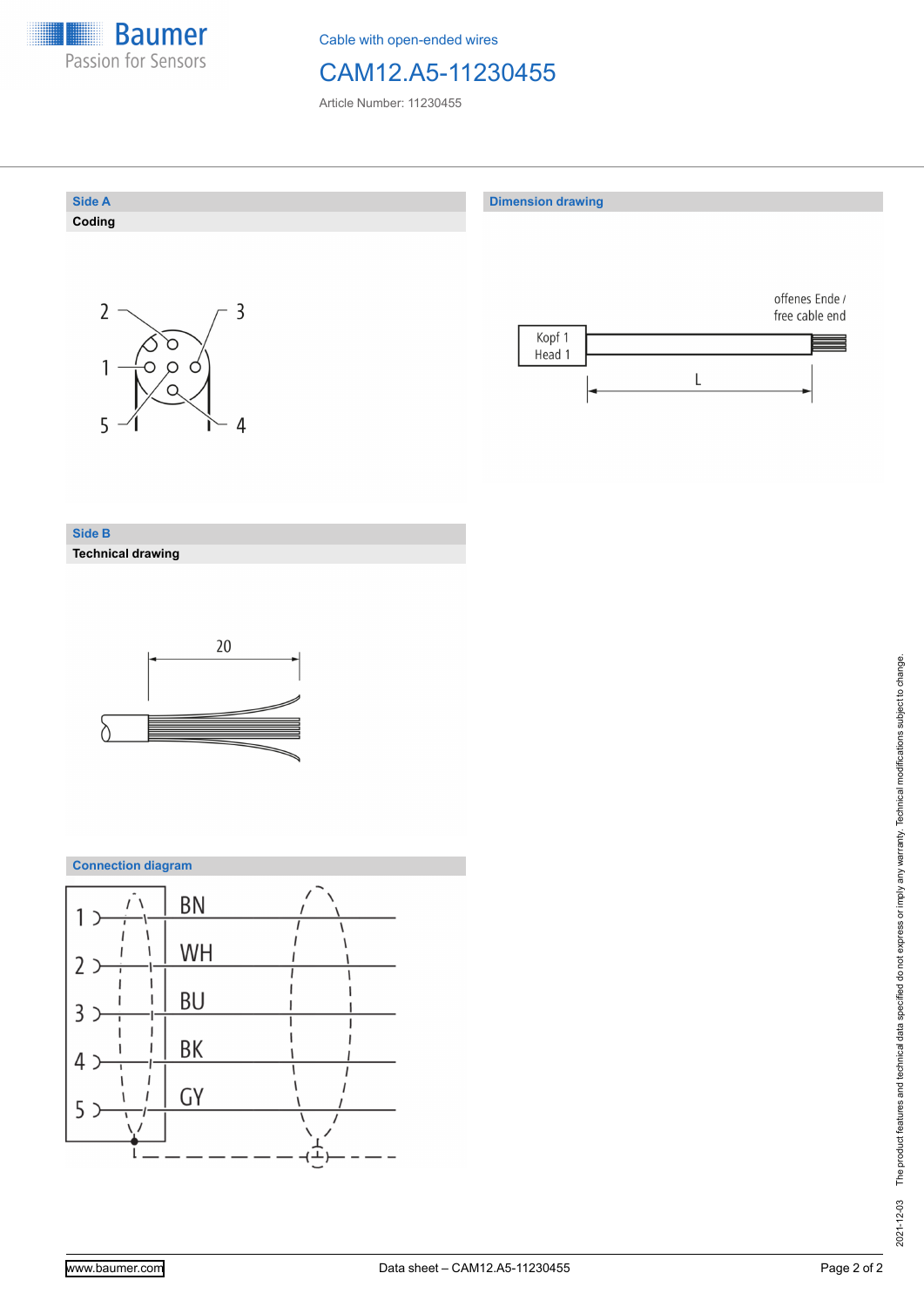Cable with open-ended wires

# CAM12.A5-11230455

Article Number: 11230455

## Side A

**Coding**

2
3
1
5
4

## Dimension drawing

offenes Ende / free cable end

Kopf 1
Head 1

L

## Side B

**Technical drawing**

20

## Connection diagram

1 BN
2 WH
3 BU
4 BK
5 GY

2021-12-03 The product features and technical data specified do not express or imply any warranty. Technical modifications subject to change.

www.baumer.com

Data sheet – CAM12.A5-11230455